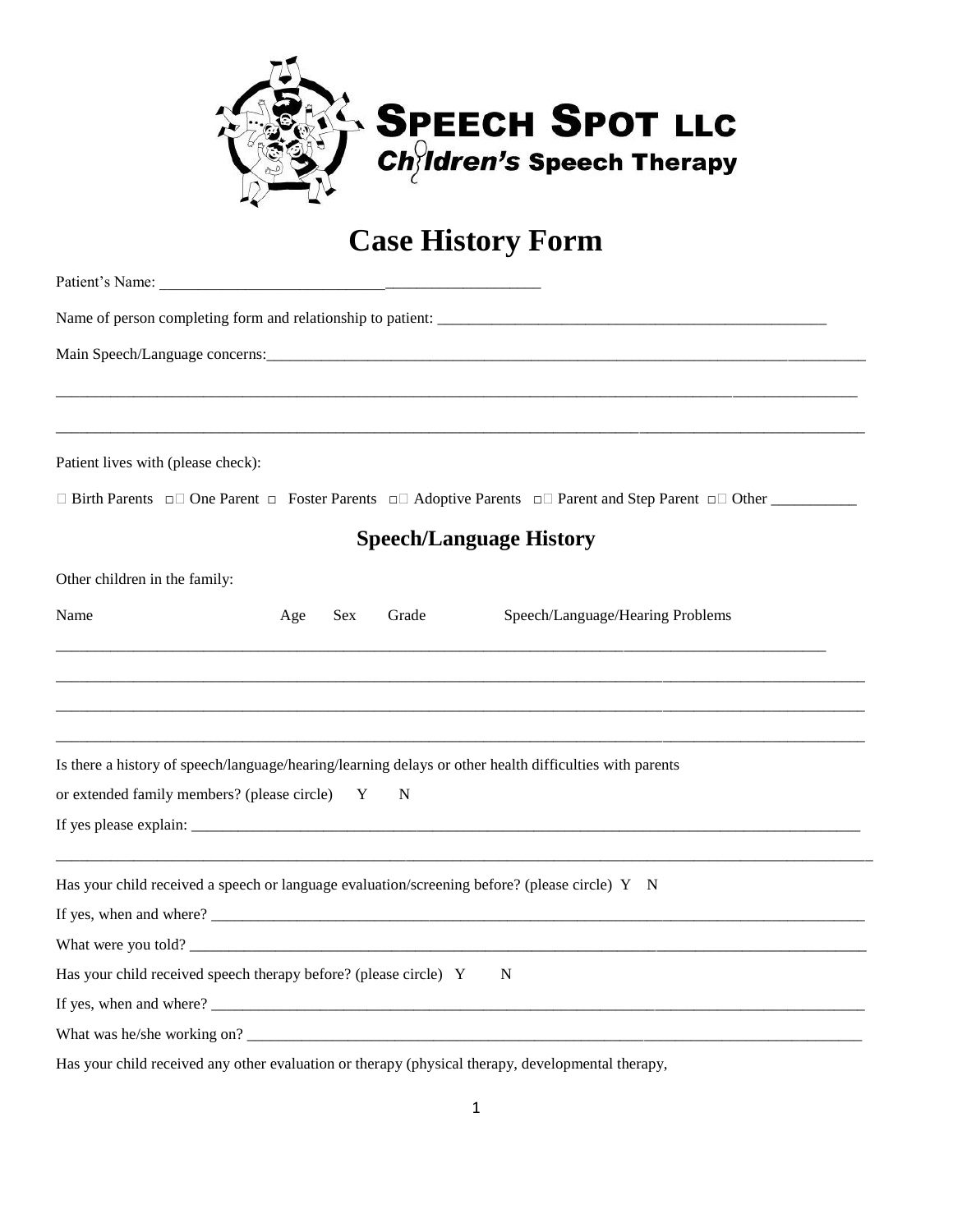**SPEECH SPOT LLC**
***Children's* Speech Therapy**

# Case History Form

Patient's Name: ________________________________________________

Name of person completing form and relationship to patient: ____________________________________________________

Main Speech/Language concerns:_________________________________________________________________________________

______________________________________________________________________________________________________

______________________________________________________________________________________________________

Patient lives with (please check):

□ Birth Parents □ One Parent □ Foster Parents □ Adoptive Parents □ Parent and Step Parent □ Other ___________

## Speech/Language History

Other children in the family:

| Name | Age | Sex | Grade | Speech/Language/Hearing Problems |
|---|---|---|---|---|
| | | | | |
| | | | | |
| | | | | |
| | | | | |

Is there a history of speech/language/hearing/learning delays or other health difficulties with parents or extended family members? (please circle) Y N

If yes please explain: ______________________________________________________________________________________

______________________________________________________________________________________________________

Has your child received a speech or language evaluation/screening before? (please circle) Y N

If yes, when and where? ____________________________________________________________________________________

What were you told? _______________________________________________________________________________________

Has your child received speech therapy before? (please circle) Y N

If yes, when and where? ____________________________________________________________________________________

What was he/she working on? ________________________________________________________________________________

Has your child received any other evaluation or therapy (physical therapy, developmental therapy,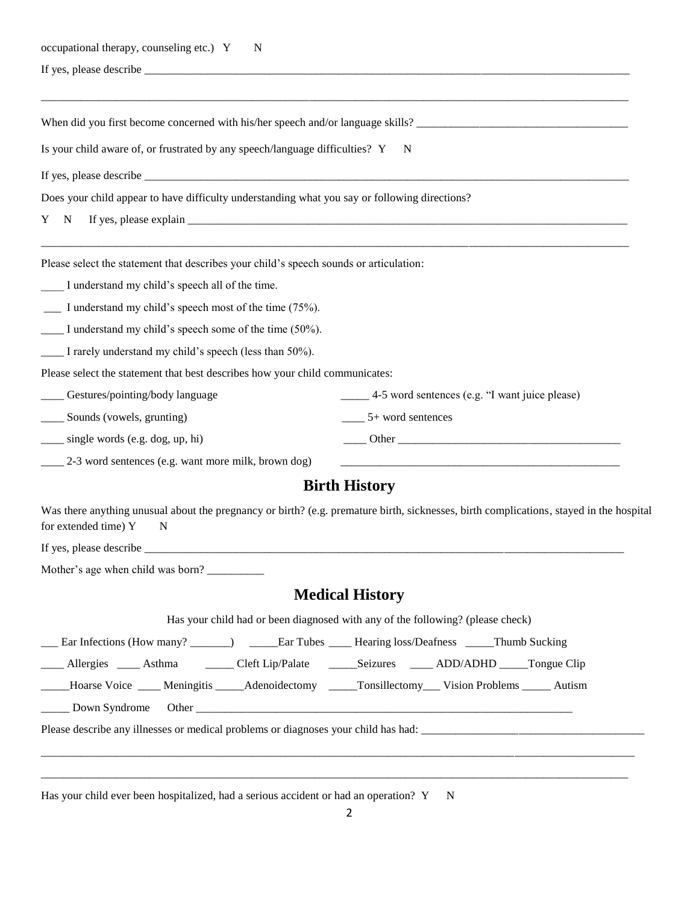occupational therapy, counseling etc.) Y N

If yes, please describe ___________________________________________________________________________

_____________________________________________________________________________________________

When did you first become concerned with his/her speech and/or language skills? _____________________________________

Is your child aware of, or frustrated by any speech/language difficulties? Y N

If yes, please describe ___________________________________________________________________________

Does your child appear to have difficulty understanding what you say or following directions?

Y N If yes, please explain ___________________________________________________________________________

_____________________________________________________________________________________________

Please select the statement that describes your child's speech sounds or articulation:

____ I understand my child's speech all of the time.

___ I understand my child's speech most of the time (75%).

____ I understand my child's speech some of the time (50%).

____ I rarely understand my child's speech (less than 50%).

Please select the statement that best describes how your child communicates:

____ Gestures/pointing/body language

____ Sounds (vowels, grunting)

____ single words (e.g. dog, up, hi)

____ 2-3 word sentences (e.g. want more milk, brown dog)

_____ 4-5 word sentences (e.g. "I want juice please)

____ 5+ word sentences

____ Other _______________________________________

_________________________________________________

## Birth History

Was there anything unusual about the pregnancy or birth? (e.g. premature birth, sicknesses, birth complications, stayed in the hospital for extended time) Y N

If yes, please describe ___________________________________________________________________________

Mother's age when child was born? __________

## Medical History

Has your child had or been diagnosed with any of the following? (please check)

___ Ear Infections (How many? _______) _____Ear Tubes ____ Hearing loss/Deafness _____Thumb Sucking

____ Allergies ____ Asthma _____ Cleft Lip/Palate _____Seizures ____ ADD/ADHD _____Tongue Clip

_____Hoarse Voice ____ Meningitis _____Adenoidectomy _____Tonsillectomy___ Vision Problems _____ Autism

_____ Down Syndrome Other ___________________________________________________________________

Please describe any illnesses or medical problems or diagnoses your child has had: ________________________________________

_____________________________________________________________________________________________

_____________________________________________________________________________________________

Has your child ever been hospitalized, had a serious accident or had an operation? Y N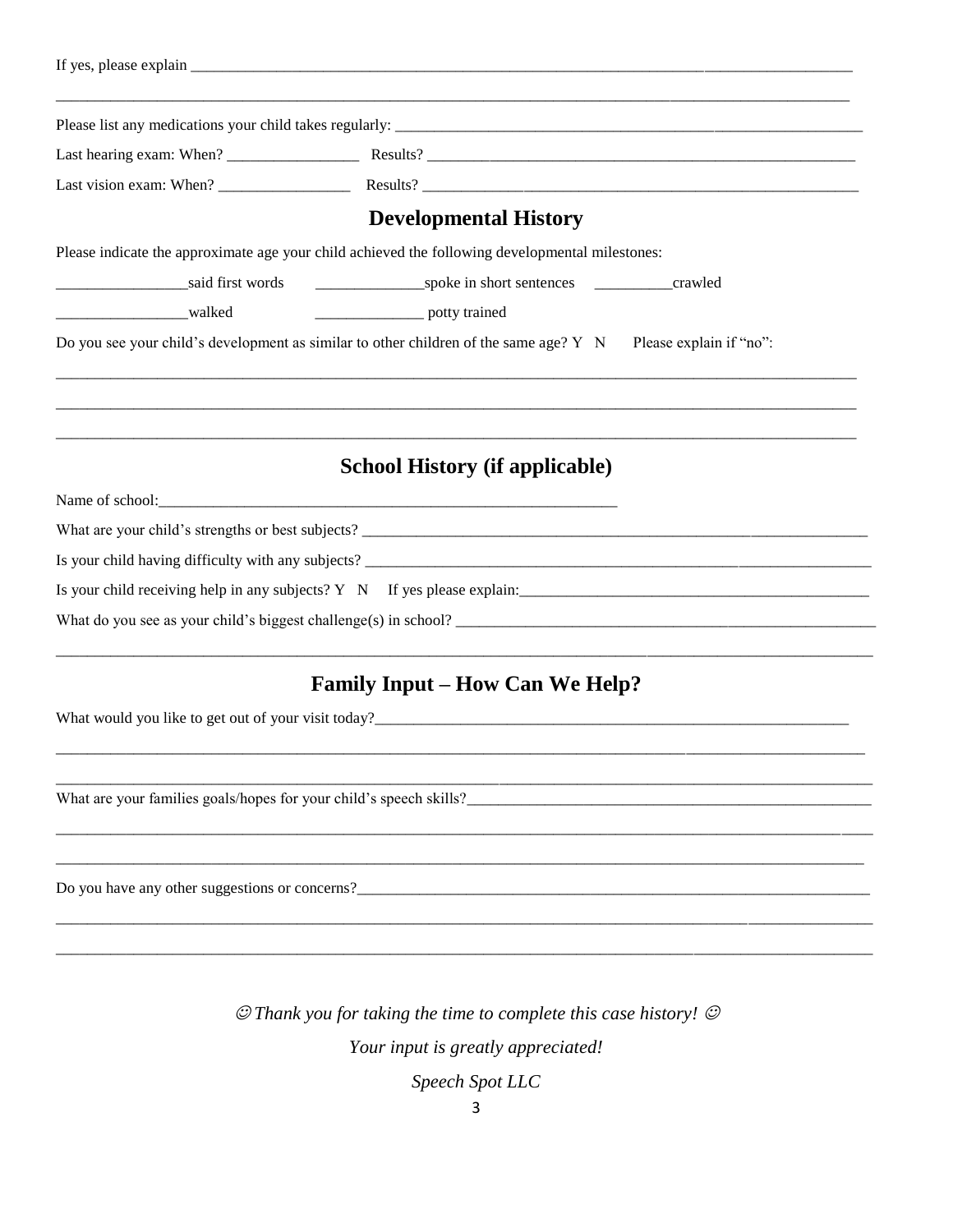If yes, please explain \_\_\_\_\_\_\_\_\_\_\_\_\_\_\_\_\_\_\_\_\_\_\_\_\_\_\_\_\_\_\_\_\_\_\_\_\_\_\_\_\_\_\_\_\_\_\_\_\_\_\_\_\_\_\_\_\_\_\_\_\_\_\_\_

\_\_\_\_\_\_\_\_\_\_\_\_\_\_\_\_\_\_\_\_\_\_\_\_\_\_\_\_\_\_\_\_\_\_\_\_\_\_\_\_\_\_\_\_\_\_\_\_\_\_\_\_\_\_\_\_\_\_\_\_\_\_\_\_\_\_\_\_\_\_\_\_\_\_\_\_\_\_

Please list any medications your child takes regularly: \_\_\_\_\_\_\_\_\_\_\_\_\_\_\_\_\_\_\_\_\_\_\_\_\_\_\_\_\_\_\_\_\_\_\_\_\_\_\_\_\_\_\_\_

Last hearing exam: When? \_\_\_\_\_\_\_\_\_\_\_\_\_\_\_\_ Results? \_\_\_\_\_\_\_\_\_\_\_\_\_\_\_\_\_\_\_\_\_\_\_\_\_\_\_\_\_\_\_\_\_\_\_\_\_\_\_\_\_\_

Last vision exam: When? \_\_\_\_\_\_\_\_\_\_\_\_\_\_\_\_ Results? \_\_\_\_\_\_\_\_\_\_\_\_\_\_\_\_\_\_\_\_\_\_\_\_\_\_\_\_\_\_\_\_\_\_\_\_\_\_\_\_\_\_

## Developmental History

Please indicate the approximate age your child achieved the following developmental milestones:

\_\_\_\_\_\_\_\_\_\_\_\_\_\_\_\_said first words \_\_\_\_\_\_\_\_\_\_\_\_\_\_spoke in short sentences \_\_\_\_\_\_\_\_\_\_crawled

\_\_\_\_\_\_\_\_\_\_\_\_\_\_\_\_walked \_\_\_\_\_\_\_\_\_\_\_\_\_\_ potty trained

Do you see your child's development as similar to other children of the same age? Y N Please explain if "no":

\_\_\_\_\_\_\_\_\_\_\_\_\_\_\_\_\_\_\_\_\_\_\_\_\_\_\_\_\_\_\_\_\_\_\_\_\_\_\_\_\_\_\_\_\_\_\_\_\_\_\_\_\_\_\_\_\_\_\_\_\_\_\_\_\_\_\_\_\_\_\_\_\_\_\_\_\_\_

\_\_\_\_\_\_\_\_\_\_\_\_\_\_\_\_\_\_\_\_\_\_\_\_\_\_\_\_\_\_\_\_\_\_\_\_\_\_\_\_\_\_\_\_\_\_\_\_\_\_\_\_\_\_\_\_\_\_\_\_\_\_\_\_\_\_\_\_\_\_\_\_\_\_\_\_\_\_

\_\_\_\_\_\_\_\_\_\_\_\_\_\_\_\_\_\_\_\_\_\_\_\_\_\_\_\_\_\_\_\_\_\_\_\_\_\_\_\_\_\_\_\_\_\_\_\_\_\_\_\_\_\_\_\_\_\_\_\_\_\_\_\_\_\_\_\_\_\_\_\_\_\_\_\_\_\_

## School History (if applicable)

Name of school:\_\_\_\_\_\_\_\_\_\_\_\_\_\_\_\_\_\_\_\_\_\_\_\_\_\_\_\_\_\_\_\_\_\_\_\_\_\_\_\_\_\_\_\_\_\_\_\_\_\_

What are your child's strengths or best subjects? \_\_\_\_\_\_\_\_\_\_\_\_\_\_\_\_\_\_\_\_\_\_\_\_\_\_\_\_\_\_\_\_\_\_\_\_\_\_\_\_\_\_\_\_\_\_\_\_

Is your child having difficulty with any subjects? \_\_\_\_\_\_\_\_\_\_\_\_\_\_\_\_\_\_\_\_\_\_\_\_\_\_\_\_\_\_\_\_\_\_\_\_\_\_\_\_\_\_\_\_\_\_\_\_

Is your child receiving help in any subjects? Y N If yes please explain:\_\_\_\_\_\_\_\_\_\_\_\_\_\_\_\_\_\_\_\_\_\_\_\_\_\_\_\_\_\_\_\_\_\_

What do you see as your child's biggest challenge(s) in school? \_\_\_\_\_\_\_\_\_\_\_\_\_\_\_\_\_\_\_\_\_\_\_\_\_\_\_\_\_\_\_\_\_\_\_\_\_\_\_\_\_

\_\_\_\_\_\_\_\_\_\_\_\_\_\_\_\_\_\_\_\_\_\_\_\_\_\_\_\_\_\_\_\_\_\_\_\_\_\_\_\_\_\_\_\_\_\_\_\_\_\_\_\_\_\_\_\_\_\_\_\_\_\_\_\_\_\_\_\_\_\_\_\_\_\_\_\_\_\_

## Family Input – How Can We Help?

What would you like to get out of your visit today?\_\_\_\_\_\_\_\_\_\_\_\_\_\_\_\_\_\_\_\_\_\_\_\_\_\_\_\_\_\_\_\_\_\_\_\_\_\_\_\_\_\_\_\_\_\_\_\_

\_\_\_\_\_\_\_\_\_\_\_\_\_\_\_\_\_\_\_\_\_\_\_\_\_\_\_\_\_\_\_\_\_\_\_\_\_\_\_\_\_\_\_\_\_\_\_\_\_\_\_\_\_\_\_\_\_\_\_\_\_\_\_\_\_\_\_\_\_\_\_\_\_\_\_\_\_\_

\_\_\_\_\_\_\_\_\_\_\_\_\_\_\_\_\_\_\_\_\_\_\_\_\_\_\_\_\_\_\_\_\_\_\_\_\_\_\_\_\_\_\_\_\_\_\_\_\_\_\_\_\_\_\_\_\_\_\_\_\_\_\_\_\_\_\_\_\_\_\_\_\_\_\_\_\_\_

What are your families goals/hopes for your child's speech skills?\_\_\_\_\_\_\_\_\_\_\_\_\_\_\_\_\_\_\_\_\_\_\_\_\_\_\_\_\_\_\_\_\_\_\_\_\_\_\_\_

\_\_\_\_\_\_\_\_\_\_\_\_\_\_\_\_\_\_\_\_\_\_\_\_\_\_\_\_\_\_\_\_\_\_\_\_\_\_\_\_\_\_\_\_\_\_\_\_\_\_\_\_\_\_\_\_\_\_\_\_\_\_\_\_\_\_\_\_\_\_\_\_\_\_\_\_\_\_

\_\_\_\_\_\_\_\_\_\_\_\_\_\_\_\_\_\_\_\_\_\_\_\_\_\_\_\_\_\_\_\_\_\_\_\_\_\_\_\_\_\_\_\_\_\_\_\_\_\_\_\_\_\_\_\_\_\_\_\_\_\_\_\_\_\_\_\_\_\_\_\_\_\_\_\_\_\_

Do you have any other suggestions or concerns?\_\_\_\_\_\_\_\_\_\_\_\_\_\_\_\_\_\_\_\_\_\_\_\_\_\_\_\_\_\_\_\_\_\_\_\_\_\_\_\_\_\_\_\_\_\_\_\_\_\_

\_\_\_\_\_\_\_\_\_\_\_\_\_\_\_\_\_\_\_\_\_\_\_\_\_\_\_\_\_\_\_\_\_\_\_\_\_\_\_\_\_\_\_\_\_\_\_\_\_\_\_\_\_\_\_\_\_\_\_\_\_\_\_\_\_\_\_\_\_\_\_\_\_\_\_\_\_\_

\_\_\_\_\_\_\_\_\_\_\_\_\_\_\_\_\_\_\_\_\_\_\_\_\_\_\_\_\_\_\_\_\_\_\_\_\_\_\_\_\_\_\_\_\_\_\_\_\_\_\_\_\_\_\_\_\_\_\_\_\_\_\_\_\_\_\_\_\_\_\_\_\_\_\_\_\_\_

*☺ Thank you for taking the time to complete this case history! ☺*

*Your input is greatly appreciated!*

*Speech Spot LLC*